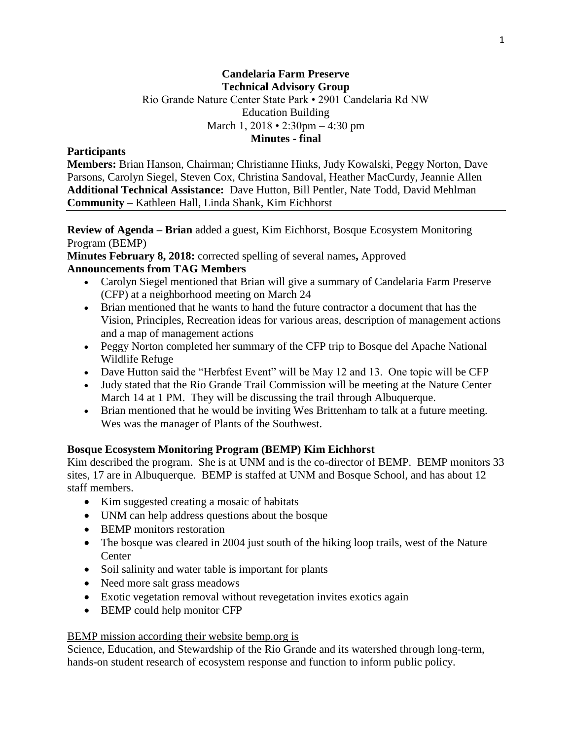**Candelaria Farm Preserve**
**Technical Advisory Group**
Rio Grande Nature Center State Park • 2901 Candelaria Rd NW
Education Building
March 1, 2018 • 2:30pm – 4:30 pm
**Minutes - final**

**Participants**

**Members:** Brian Hanson, Chairman; Christianne Hinks, Judy Kowalski, Peggy Norton, Dave Parsons, Carolyn Siegel, Steven Cox, Christina Sandoval, Heather MacCurdy, Jeannie Allen
**Additional Technical Assistance:** Dave Hutton, Bill Pentler, Nate Todd, David Mehlman
**Community** – Kathleen Hall, Linda Shank, Kim Eichhorst

---

**Review of Agenda – Brian** added a guest, Kim Eichhorst, Bosque Ecosystem Monitoring Program (BEMP)

**Minutes February 8, 2018:** corrected spelling of several names**,** Approved

**Announcements from TAG Members**

- Carolyn Siegel mentioned that Brian will give a summary of Candelaria Farm Preserve (CFP) at a neighborhood meeting on March 24
- Brian mentioned that he wants to hand the future contractor a document that has the Vision, Principles, Recreation ideas for various areas, description of management actions and a map of management actions
- Peggy Norton completed her summary of the CFP trip to Bosque del Apache National Wildlife Refuge
- Dave Hutton said the "Herbfest Event" will be May 12 and 13. One topic will be CFP
- Judy stated that the Rio Grande Trail Commission will be meeting at the Nature Center March 14 at 1 PM. They will be discussing the trail through Albuquerque.
- Brian mentioned that he would be inviting Wes Brittenham to talk at a future meeting. Wes was the manager of Plants of the Southwest.

**Bosque Ecosystem Monitoring Program (BEMP) Kim Eichhorst**

Kim described the program. She is at UNM and is the co-director of BEMP. BEMP monitors 33 sites, 17 are in Albuquerque. BEMP is staffed at UNM and Bosque School, and has about 12 staff members.

- Kim suggested creating a mosaic of habitats
- UNM can help address questions about the bosque
- BEMP monitors restoration
- The bosque was cleared in 2004 just south of the hiking loop trails, west of the Nature Center
- Soil salinity and water table is important for plants
- Need more salt grass meadows
- Exotic vegetation removal without revegetation invites exotics again
- BEMP could help monitor CFP

<u>BEMP mission according their website bemp.org is</u>

Science, Education, and Stewardship of the Rio Grande and its watershed through long-term, hands-on student research of ecosystem response and function to inform public policy.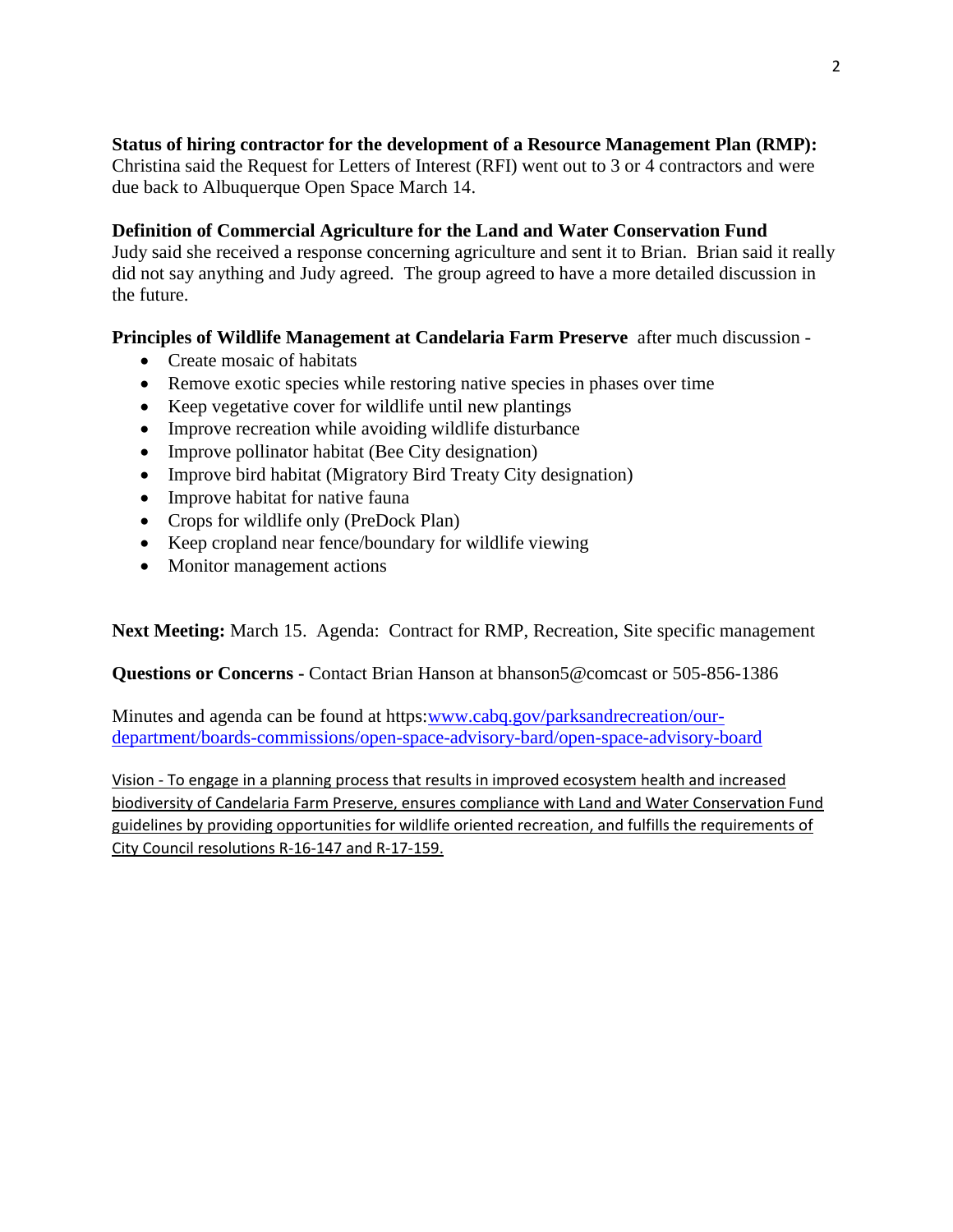**Status of hiring contractor for the development of a Resource Management Plan (RMP):** Christina said the Request for Letters of Interest (RFI) went out to 3 or 4 contractors and were due back to Albuquerque Open Space March 14.

**Definition of Commercial Agriculture for the Land and Water Conservation Fund**
Judy said she received a response concerning agriculture and sent it to Brian. Brian said it really did not say anything and Judy agreed. The group agreed to have a more detailed discussion in the future.

**Principles of Wildlife Management at Candelaria Farm Preserve** after much discussion -

- Create mosaic of habitats
- Remove exotic species while restoring native species in phases over time
- Keep vegetative cover for wildlife until new plantings
- Improve recreation while avoiding wildlife disturbance
- Improve pollinator habitat (Bee City designation)
- Improve bird habitat (Migratory Bird Treaty City designation)
- Improve habitat for native fauna
- Crops for wildlife only (PreDock Plan)
- Keep cropland near fence/boundary for wildlife viewing
- Monitor management actions

**Next Meeting:** March 15. Agenda: Contract for RMP, Recreation, Site specific management

**Questions or Concerns -** Contact Brian Hanson at bhanson5@comcast or 505-856-1386

Minutes and agenda can be found at https:www.cabq.gov/parksandrecreation/our-department/boards-commissions/open-space-advisory-bard/open-space-advisory-board

Vision - To engage in a planning process that results in improved ecosystem health and increased biodiversity of Candelaria Farm Preserve, ensures compliance with Land and Water Conservation Fund guidelines by providing opportunities for wildlife oriented recreation, and fulfills the requirements of City Council resolutions R-16-147 and R-17-159.